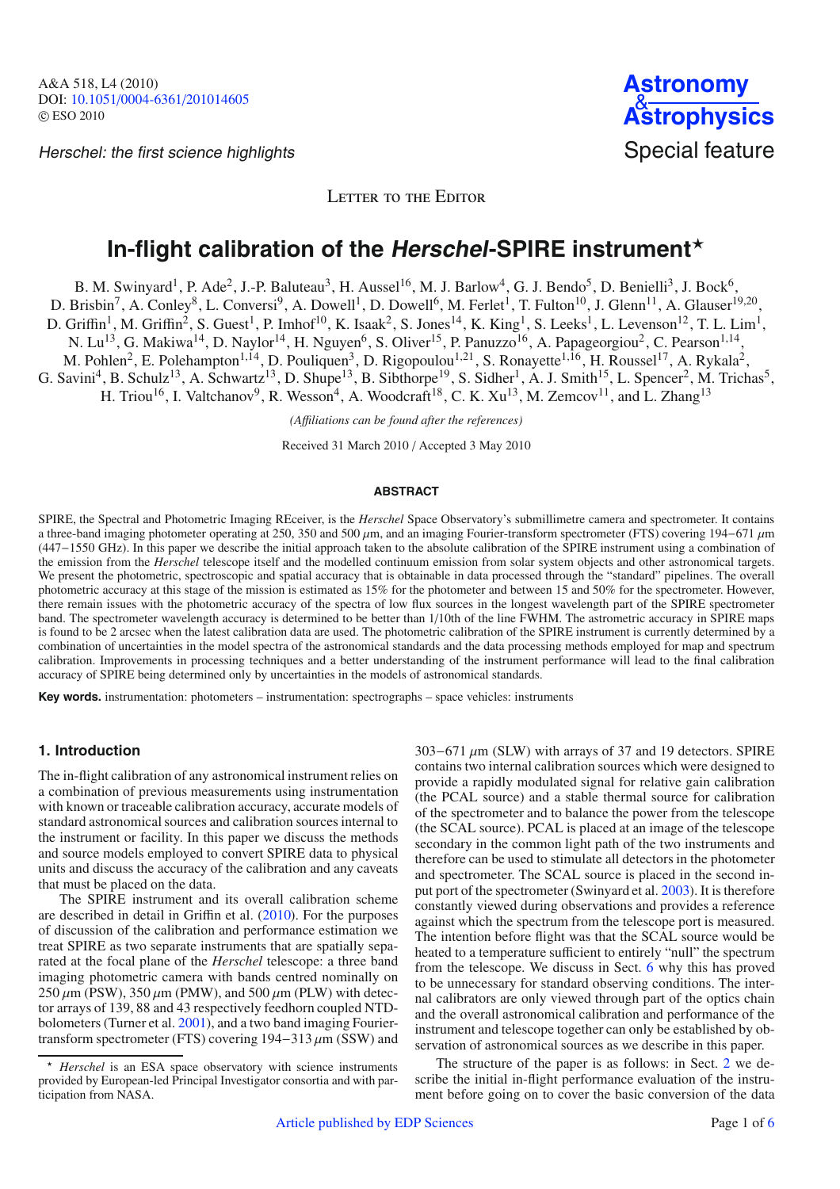Herschel: the first science highlights

Special feature

LETTER TO THE EDITOR

# In-flight calibration of the *Herschel*-SPIRE instrument*

B. M. Swinyard[1], P. Ade[2], J.-P. Baluteau[3], H. Aussel[16], M. J. Barlow[4], G. J. Bendo[5], D. Benielli[3], J. Bock[6], D. Brisbin[7], A. Conley[8], L. Conversi[9], A. Dowell[1], D. Dowell[6], M. Ferlet[1], T. Fulton[10], J. Glenn[11], A. Glauser[19,20], D. Griffin[1], M. Griffin[2], S. Guest[1], P. Imhof[10], K. Isaak[2], S. Jones[14], K. King[1], S. Leeks[1], L. Levenson[12], T. L. Lim[1], N. Lu[13], G. Makiwa[14], D. Naylor[14], H. Nguyen[6], S. Oliver[15], P. Panuzzo[16], A. Papageorgiou[2], C. Pearson[1,14], M. Pohlen[2], E. Polehampton[1,14], D. Pouliquen[3], D. Rigopoulou[1,21], S. Ronayette[1,16], H. Roussel[17], A. Rykala[2], G. Savini[4], B. Schulz[13], A. Schwartz[13], D. Shupe[13], B. Sibthorpe[19], S. Sidher[1], A. J. Smith[15], L. Spencer[2], M. Trichas[5], H. Triou[16], I. Valtchanov[9], R. Wesson[4], A. Woodcraft[18], C. K. Xu[13], M. Zemcov[11], and L. Zhang[13]

*(Affiliations can be found after the references)*

Received 31 March 2010 / Accepted 3 May 2010

## ABSTRACT

SPIRE, the Spectral and Photometric Imaging REceiver, is the *Herschel* Space Observatory's submillimetre camera and spectrometer. It contains a three-band imaging photometer operating at 250, 350 and 500 $\mu$m, and an imaging Fourier-transform spectrometer (FTS) covering 194−671 $\mu$m (447−1550 GHz). In this paper we describe the initial approach taken to the absolute calibration of the SPIRE instrument using a combination of the emission from the *Herschel* telescope itself and the modelled continuum emission from solar system objects and other astronomical targets. We present the photometric, spectroscopic and spatial accuracy that is obtainable in data processed through the "standard" pipelines. The overall photometric accuracy at this stage of the mission is estimated as 15% for the photometer and between 15 and 50% for the spectrometer. However, there remain issues with the photometric accuracy of the spectra of low flux sources in the longest wavelength part of the SPIRE spectrometer band. The spectrometer wavelength accuracy is determined to be better than 1/10th of the line FWHM. The astrometric accuracy in SPIRE maps is found to be 2 arcsec when the latest calibration data are used. The photometric calibration of the SPIRE instrument is currently determined by a combination of uncertainties in the model spectra of the astronomical standards and the data processing methods employed for map and spectrum calibration. Improvements in processing techniques and a better understanding of the instrument performance will lead to the final calibration accuracy of SPIRE being determined only by uncertainties in the models of astronomical standards.

**Key words.** instrumentation: photometers – instrumentation: spectrographs – space vehicles: instruments

## 1. Introduction

The in-flight calibration of any astronomical instrument relies on a combination of previous measurements using instrumentation with known or traceable calibration accuracy, accurate models of standard astronomical sources and calibration sources internal to the instrument or facility. In this paper we discuss the methods and source models employed to convert SPIRE data to physical units and discuss the accuracy of the calibration and any caveats that must be placed on the data.

The SPIRE instrument and its overall calibration scheme are described in detail in Griffin et al. (2010). For the purposes of discussion of the calibration and performance estimation we treat SPIRE as two separate instruments that are spatially separated at the focal plane of the *Herschel* telescope: a three band imaging photometric camera with bands centred nominally on 250 $\mu$m (PSW), 350 $\mu$m (PMW), and 500 $\mu$m (PLW) with detector arrays of 139, 88 and 43 respectively feedhorn coupled NTD-bolometers (Turner et al. 2001), and a two band imaging Fourier-transform spectrometer (FTS) covering 194−313 $\mu$m (SSW) and 303−671 $\mu$m (SLW) with arrays of 37 and 19 detectors. SPIRE contains two internal calibration sources which were designed to provide a rapidly modulated signal for relative gain calibration (the PCAL source) and a stable thermal source for calibration of the spectrometer and to balance the power from the telescope (the SCAL source). PCAL is placed at an image of the telescope secondary in the common light path of the two instruments and therefore can be used to stimulate all detectors in the photometer and spectrometer. The SCAL source is placed in the second input port of the spectrometer (Swinyard et al. 2003). It is therefore constantly viewed during observations and provides a reference against which the spectrum from the telescope port is measured. The intention before flight was that the SCAL source would be heated to a temperature sufficient to entirely "null" the spectrum from the telescope. We discuss in Sect. 6 why this has proved to be unnecessary for standard observing conditions. The internal calibrators are only viewed through part of the optics chain and the overall astronomical calibration and performance of the instrument and telescope together can only be established by observation of astronomical sources as we describe in this paper.

The structure of the paper is as follows: in Sect. 2 we describe the initial in-flight performance evaluation of the instrument before going on to cover the basic conversion of the data

* *Herschel* is an ESA space observatory with science instruments provided by European-led Principal Investigator consortia and with participation from NASA.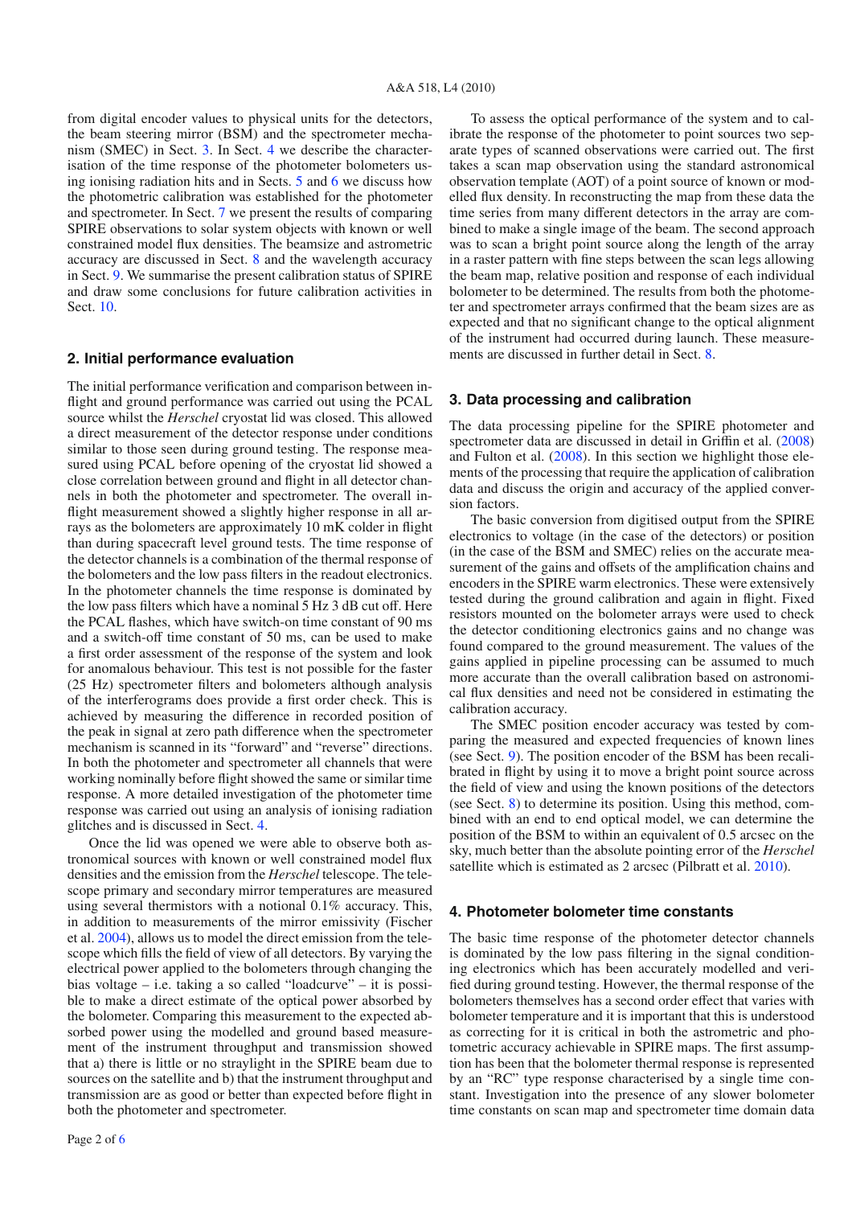from digital encoder values to physical units for the detectors, the beam steering mirror (BSM) and the spectrometer mechanism (SMEC) in Sect. 3. In Sect. 4 we describe the characterisation of the time response of the photometer bolometers using ionising radiation hits and in Sects. 5 and 6 we discuss how the photometric calibration was established for the photometer and spectrometer. In Sect. 7 we present the results of comparing SPIRE observations to solar system objects with known or well constrained model flux densities. The beamsize and astrometric accuracy are discussed in Sect. 8 and the wavelength accuracy in Sect. 9. We summarise the present calibration status of SPIRE and draw some conclusions for future calibration activities in Sect. 10.

## 2. Initial performance evaluation

The initial performance verification and comparison between inflight and ground performance was carried out using the PCAL source whilst the *Herschel* cryostat lid was closed. This allowed a direct measurement of the detector response under conditions similar to those seen during ground testing. The response measured using PCAL before opening of the cryostat lid showed a close correlation between ground and flight in all detector channels in both the photometer and spectrometer. The overall inflight measurement showed a slightly higher response in all arrays as the bolometers are approximately 10 mK colder in flight than during spacecraft level ground tests. The time response of the detector channels is a combination of the thermal response of the bolometers and the low pass filters in the readout electronics. In the photometer channels the time response is dominated by the low pass filters which have a nominal 5 Hz 3 dB cut off. Here the PCAL flashes, which have switch-on time constant of 90 ms and a switch-off time constant of 50 ms, can be used to make a first order assessment of the response of the system and look for anomalous behaviour. This test is not possible for the faster (25 Hz) spectrometer filters and bolometers although analysis of the interferograms does provide a first order check. This is achieved by measuring the difference in recorded position of the peak in signal at zero path difference when the spectrometer mechanism is scanned in its "forward" and "reverse" directions. In both the photometer and spectrometer all channels that were working nominally before flight showed the same or similar time response. A more detailed investigation of the photometer time response was carried out using an analysis of ionising radiation glitches and is discussed in Sect. 4.

Once the lid was opened we were able to observe both astronomical sources with known or well constrained model flux densities and the emission from the *Herschel* telescope. The telescope primary and secondary mirror temperatures are measured using several thermistors with a notional 0.1% accuracy. This, in addition to measurements of the mirror emissivity (Fischer et al. 2004), allows us to model the direct emission from the telescope which fills the field of view of all detectors. By varying the electrical power applied to the bolometers through changing the bias voltage – i.e. taking a so called "loadcurve" – it is possible to make a direct estimate of the optical power absorbed by the bolometer. Comparing this measurement to the expected absorbed power using the modelled and ground based measurement of the instrument throughput and transmission showed that a) there is little or no straylight in the SPIRE beam due to sources on the satellite and b) that the instrument throughput and transmission are as good or better than expected before flight in both the photometer and spectrometer.

To assess the optical performance of the system and to calibrate the response of the photometer to point sources two separate types of scanned observations were carried out. The first takes a scan map observation using the standard astronomical observation template (AOT) of a point source of known or modelled flux density. In reconstructing the map from these data the time series from many different detectors in the array are combined to make a single image of the beam. The second approach was to scan a bright point source along the length of the array in a raster pattern with fine steps between the scan legs allowing the beam map, relative position and response of each individual bolometer to be determined. The results from both the photometer and spectrometer arrays confirmed that the beam sizes are as expected and that no significant change to the optical alignment of the instrument had occurred during launch. These measurements are discussed in further detail in Sect. 8.

## 3. Data processing and calibration

The data processing pipeline for the SPIRE photometer and spectrometer data are discussed in detail in Griffin et al. (2008) and Fulton et al. (2008). In this section we highlight those elements of the processing that require the application of calibration data and discuss the origin and accuracy of the applied conversion factors.

The basic conversion from digitised output from the SPIRE electronics to voltage (in the case of the detectors) or position (in the case of the BSM and SMEC) relies on the accurate measurement of the gains and offsets of the amplification chains and encoders in the SPIRE warm electronics. These were extensively tested during the ground calibration and again in flight. Fixed resistors mounted on the bolometer arrays were used to check the detector conditioning electronics gains and no change was found compared to the ground measurement. The values of the gains applied in pipeline processing can be assumed to much more accurate than the overall calibration based on astronomical flux densities and need not be considered in estimating the calibration accuracy.

The SMEC position encoder accuracy was tested by comparing the measured and expected frequencies of known lines (see Sect. 9). The position encoder of the BSM has been recalibrated in flight by using it to move a bright point source across the field of view and using the known positions of the detectors (see Sect. 8) to determine its position. Using this method, combined with an end to end optical model, we can determine the position of the BSM to within an equivalent of 0.5 arcsec on the sky, much better than the absolute pointing error of the *Herschel* satellite which is estimated as 2 arcsec (Pilbratt et al. 2010).

## 4. Photometer bolometer time constants

The basic time response of the photometer detector channels is dominated by the low pass filtering in the signal conditioning electronics which has been accurately modelled and verified during ground testing. However, the thermal response of the bolometers themselves has a second order effect that varies with bolometer temperature and it is important that this is understood as correcting for it is critical in both the astrometric and photometric accuracy achievable in SPIRE maps. The first assumption has been that the bolometer thermal response is represented by an "RC" type response characterised by a single time constant. Investigation into the presence of any slower bolometer time constants on scan map and spectrometer time domain data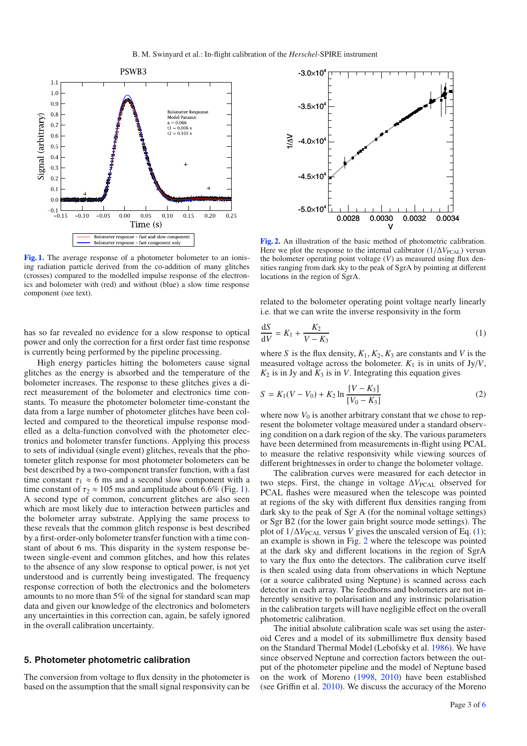**Fig. 1.** The average response of a photometer bolometer to an ionising radiation particle derived from the co-addition of many glitches (crosses) compared to the modelled impulse response of the electronics and bolometer with (red) and without (blue) a slow time response component (see text).

has so far revealed no evidence for a slow response to optical power and only the correction for a first order fast time response is currently being performed by the pipeline processing.

High energy particles hitting the bolometers cause signal glitches as the energy is absorbed and the temperature of the bolometer increases. The response to these glitches gives a direct measurement of the bolometer and electronics time constants. To measure the photometer bolometer time-constant the data from a large number of photometer glitches have been collected and compared to the theoretical impulse response modelled as a delta-function convolved with the photometer electronics and bolometer transfer functions. Applying this process to sets of individual (single event) glitches, reveals that the photometer glitch response for most photometer bolometers can be best described by a two-component transfer function, with a fast time constant of $\tau_1 \approx 6$ ms and a second slow component with a time constant of $\tau_2 \approx 105$ ms and amplitude about 6.6% (Fig. 1). A second type of common, concurrent glitches are also seen which are most likely due to interaction between particles and the bolometer array substrate. Applying the same process to these reveals that the common glitch response is best described by a first-order-only bolometer transfer function with a time constant of about 6 ms. This disparity in the system response between single-event and common glitches, and how this relates to the absence of any slow response to optical power, is not yet understood and is currently being investigated. The frequency response correction of both the electronics and the bolometers amounts to no more than 5% of the signal for standard scan map data and given our knowledge of the electronics and bolometers any uncertainties in this correction can, again, be safely ignored in the overall calibration uncertainty.

## 5. Photometer photometric calibration

The conversion from voltage to flux density in the photometer is based on the assumption that the small signal responsivity can be related to the bolometer operating point voltage nearly linearly i.e. that we can write the inverse responsivity in the form

$$\frac{\mathrm{d}S}{\mathrm{d}V} = K_1 + \frac{K_2}{V - K_3} \tag{1}$$

where $S$ is the flux density, $K_1$, $K_2$, $K_3$ are constants and $V$ is the measured voltage across the bolometer. $K_1$ is in units of Jy/$V$, $K_2$ is in Jy and $K_3$ is in $V$. Integrating this equation gives

$$S = K_1(V - V_0) + K_2 \ln \frac{[V - K_3]}{[V_0 - K_3]} \tag{2}$$

where now $V_0$ is another arbitrary constant that we chose to represent the bolometer voltage measured under a standard observing condition on a dark region of the sky. The various parameters have been determined from measurements in-flight using PCAL to measure the relative responsivity while viewing sources of different brightnesses in order to change the bolometer voltage.

**Fig. 2.** An illustration of the basic method of photometric calibration. Here we plot the response to the internal calibrator ($1/\Delta V_{\mathrm{PCAL}}$) versus the bolometer operating point voltage ($V$) as measured using flux densities ranging from dark sky to the peak of SgrA by pointing at different locations in the region of SgrA.

The calibration curves were measured for each detector in two steps. First, the change in voltage $\Delta V_{\mathrm{PCAL}}$ observed for PCAL flashes were measured when the telescope was pointed at regions of the sky with different flux densities ranging from dark sky to the peak of Sgr A (for the nominal voltage settings) or Sgr B2 (for the lower gain bright source mode settings). The plot of $1/\Delta V_{\mathrm{PCAL}}$ versus $V$ gives the unscaled version of Eq. (1); an example is shown in Fig. 2 where the telescope was pointed at the dark sky and different locations in the region of SgrA to vary the flux onto the detectors. The calibration curve itself is then scaled using data from observations in which Neptune (or a source calibrated using Neptune) is scanned across each detector in each array. The feedhorns and bolometers are not inherently sensitive to polarisation and any instrinsic polarisation in the calibration targets will have negligible effect on the overall photometric calibration.

The initial absolute calibration scale was set using the asteroid Ceres and a model of its submillimetre flux density based on the Standard Thermal Model (Lebofsky et al. 1986). We have since observed Neptune and correction factors between the output of the photometer pipeline and the model of Neptune based on the work of Moreno (1998, 2010) have been established (see Griffin et al. 2010). We discuss the accuracy of the Moreno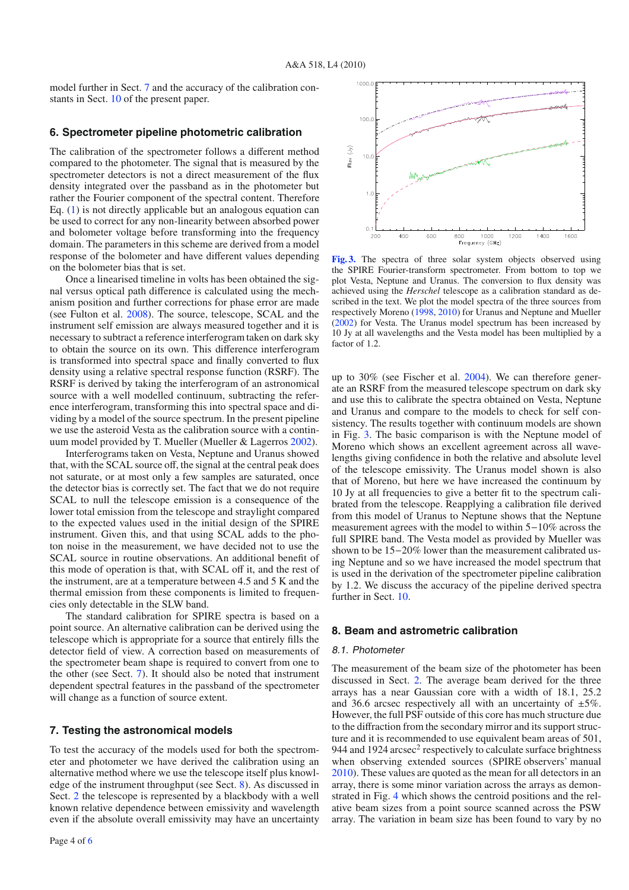model further in Sect. 7 and the accuracy of the calibration constants in Sect. 10 of the present paper.

## 6. Spectrometer pipeline photometric calibration

The calibration of the spectrometer follows a different method compared to the photometer. The signal that is measured by the spectrometer detectors is not a direct measurement of the flux density integrated over the passband as in the photometer but rather the Fourier component of the spectral content. Therefore Eq. (1) is not directly applicable but an analogous equation can be used to correct for any non-linearity between absorbed power and bolometer voltage before transforming into the frequency domain. The parameters in this scheme are derived from a model response of the bolometer and have different values depending on the bolometer bias that is set.

Once a linearised timeline in volts has been obtained the signal versus optical path difference is calculated using the mechanism position and further corrections for phase error are made (see Fulton et al. 2008). The source, telescope, SCAL and the instrument self emission are always measured together and it is necessary to subtract a reference interferogram taken on dark sky to obtain the source on its own. This difference interferogram is transformed into spectral space and finally converted to flux density using a relative spectral response function (RSRF). The RSRF is derived by taking the interferogram of an astronomical source with a well modelled continuum, subtracting the reference interferogram, transforming this into spectral space and dividing by a model of the source spectrum. In the present pipeline we use the asteroid Vesta as the calibration source with a continuum model provided by T. Mueller (Mueller & Lagerros 2002).

Interferograms taken on Vesta, Neptune and Uranus showed that, with the SCAL source off, the signal at the central peak does not saturate, or at most only a few samples are saturated, once the detector bias is correctly set. The fact that we do not require SCAL to null the telescope emission is a consequence of the lower total emission from the telescope and straylight compared to the expected values used in the initial design of the SPIRE instrument. Given this, and that using SCAL adds to the photon noise in the measurement, we have decided not to use the SCAL source in routine observations. An additional benefit of this mode of operation is that, with SCAL off it, and the rest of the instrument, are at a temperature between 4.5 and 5 K and the thermal emission from these components is limited to frequencies only detectable in the SLW band.

The standard calibration for SPIRE spectra is based on a point source. An alternative calibration can be derived using the telescope which is appropriate for a source that entirely fills the detector field of view. A correction based on measurements of the spectrometer beam shape is required to convert from one to the other (see Sect. 7). It should also be noted that instrument dependent spectral features in the passband of the spectrometer will change as a function of source extent.

## 7. Testing the astronomical models

To test the accuracy of the models used for both the spectrometer and photometer we have derived the calibration using an alternative method where we use the telescope itself plus knowledge of the instrument throughput (see Sect. 8). As discussed in Sect. 2 the telescope is represented by a blackbody with a well known relative dependence between emissivity and wavelength even if the absolute overall emissivity may have an uncertainty up to 30% (see Fischer et al. 2004). We can therefore generate an RSRF from the measured telescope spectrum on dark sky and use this to calibrate the spectra obtained on Vesta, Neptune and Uranus and compare to the models to check for self consistency. The results together with continuum models are shown in Fig. 3. The basic comparison is with the Neptune model of Moreno which shows an excellent agreement across all wavelengths giving confidence in both the relative and absolute level of the telescope emissivity. The Uranus model shown is also that of Moreno, but here we have increased the continuum by 10 Jy at all frequencies to give a better fit to the spectrum calibrated from the telescope. Reapplying a calibration file derived from this model of Uranus to Neptune shows that the Neptune measurement agrees with the model to within 5−10% across the full SPIRE band. The Vesta model as provided by Mueller was shown to be 15−20% lower than the measurement calibrated using Neptune and so we have increased the model spectrum that is used in the derivation of the spectrometer pipeline calibration by 1.2. We discuss the accuracy of the pipeline derived spectra further in Sect. 10.

**Fig. 3.** The spectra of three solar system objects observed using the SPIRE Fourier-transform spectrometer. From bottom to top we plot Vesta, Neptune and Uranus. The conversion to flux density was achieved using the *Herschel* telescope as a calibration standard as described in the text. We plot the model spectra of the three sources from respectively Moreno (1998, 2010) for Uranus and Neptune and Mueller (2002) for Vesta. The Uranus model spectrum has been increased by 10 Jy at all wavelengths and the Vesta model has been multiplied by a factor of 1.2.

## 8. Beam and astrometric calibration

### 8.1. Photometer

The measurement of the beam size of the photometer has been discussed in Sect. 2. The average beam derived for the three arrays has a near Gaussian core with a width of 18.1, 25.2 and 36.6 arcsec respectively all with an uncertainty of ±5%. However, the full PSF outside of this core has much structure due to the diffraction from the secondary mirror and its support structure and it is recommended to use equivalent beam areas of 501, 944 and 1924 arcsec$^2$ respectively to calculate surface brightness when observing extended sources (SPIRE observers' manual 2010). These values are quoted as the mean for all detectors in an array, there is some minor variation across the arrays as demonstrated in Fig. 4 which shows the centroid positions and the relative beam sizes from a point source scanned across the PSW array. The variation in beam size has been found to vary by no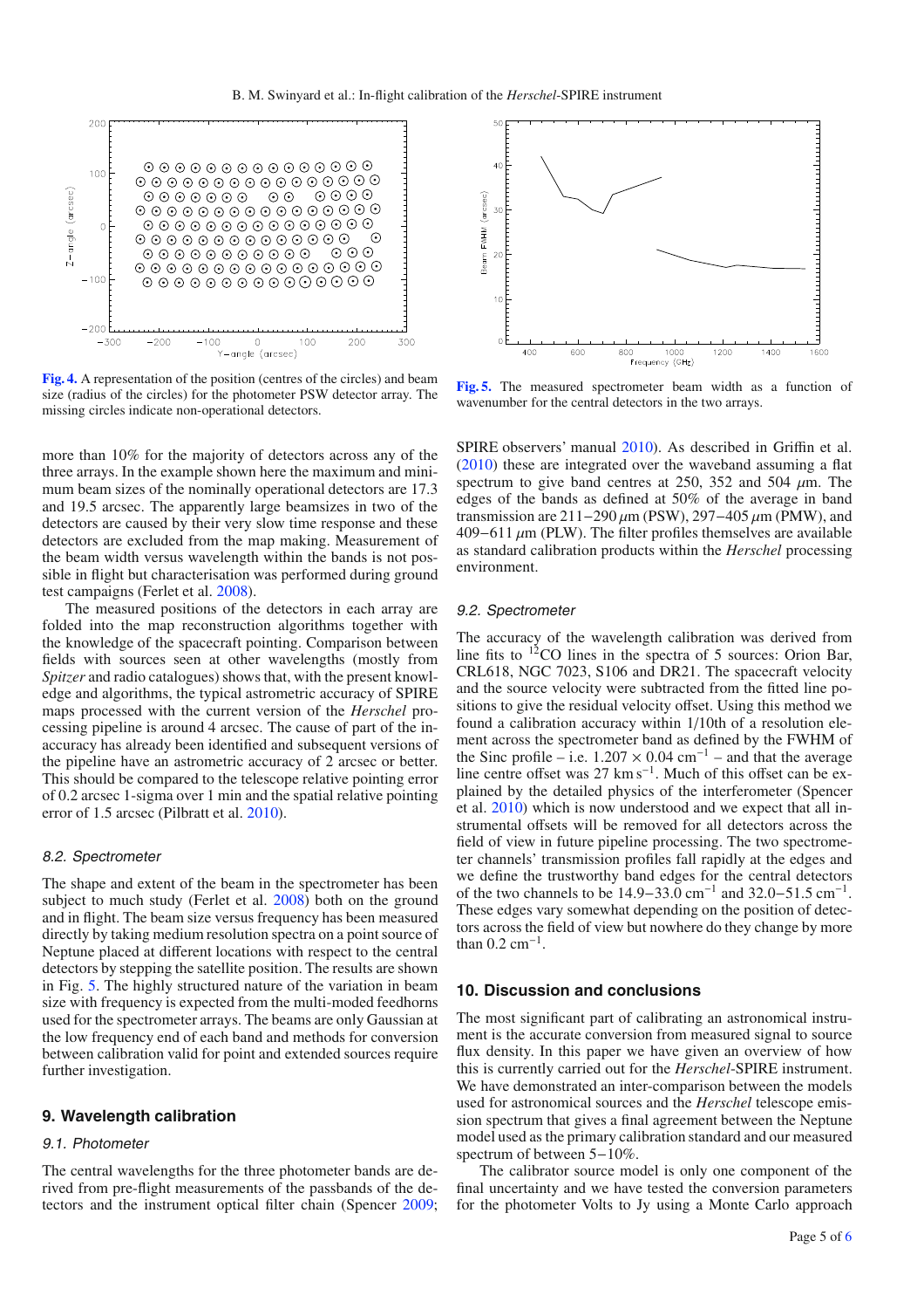Fig. 4. A representation of the position (centres of the circles) and beam size (radius of the circles) for the photometer PSW detector array. The missing circles indicate non-operational detectors.

Fig. 5. The measured spectrometer beam width as a function of wavenumber for the central detectors in the two arrays.

more than 10% for the majority of detectors across any of the three arrays. In the example shown here the maximum and minimum beam sizes of the nominally operational detectors are 17.3 and 19.5 arcsec. The apparently large beamsizes in two of the detectors are caused by their very slow time response and these detectors are excluded from the map making. Measurement of the beam width versus wavelength within the bands is not possible in flight but characterisation was performed during ground test campaigns (Ferlet et al. 2008).

The measured positions of the detectors in each array are folded into the map reconstruction algorithms together with the knowledge of the spacecraft pointing. Comparison between fields with sources seen at other wavelengths (mostly from *Spitzer* and radio catalogues) shows that, with the present knowledge and algorithms, the typical astrometric accuracy of SPIRE maps processed with the current version of the *Herschel* processing pipeline is around 4 arcsec. The cause of part of the inaccuracy has already been identified and subsequent versions of the pipeline have an astrometric accuracy of 2 arcsec or better. This should be compared to the telescope relative pointing error of 0.2 arcsec 1-sigma over 1 min and the spatial relative pointing error of 1.5 arcsec (Pilbratt et al. 2010).

### 8.2. Spectrometer

The shape and extent of the beam in the spectrometer has been subject to much study (Ferlet et al. 2008) both on the ground and in flight. The beam size versus frequency has been measured directly by taking medium resolution spectra on a point source of Neptune placed at different locations with respect to the central detectors by stepping the satellite position. The results are shown in Fig. 5. The highly structured nature of the variation in beam size with frequency is expected from the multi-moded feedhorns used for the spectrometer arrays. The beams are only Gaussian at the low frequency end of each band and methods for conversion between calibration valid for point and extended sources require further investigation.

## 9. Wavelength calibration

### 9.1. Photometer

The central wavelengths for the three photometer bands are derived from pre-flight measurements of the passbands of the detectors and the instrument optical filter chain (Spencer 2009; SPIRE observers' manual 2010). As described in Griffin et al. (2010) these are integrated over the waveband assuming a flat spectrum to give band centres at 250, 352 and 504 $\mu$m. The edges of the bands as defined at 50% of the average in band transmission are 211−290 $\mu$m (PSW), 297−405 $\mu$m (PMW), and 409−611 $\mu$m (PLW). The filter profiles themselves are available as standard calibration products within the *Herschel* processing environment.

### 9.2. Spectrometer

The accuracy of the wavelength calibration was derived from line fits to $^{12}$CO lines in the spectra of 5 sources: Orion Bar, CRL618, NGC 7023, S106 and DR21. The spacecraft velocity and the source velocity were subtracted from the fitted line positions to give the residual velocity offset. Using this method we found a calibration accuracy within 1/10th of a resolution element across the spectrometer band as defined by the FWHM of the Sinc profile – i.e. $1.207 \times 0.04$ cm$^{-1}$ – and that the average line centre offset was 27 km s$^{-1}$. Much of this offset can be explained by the detailed physics of the interferometer (Spencer et al. 2010) which is now understood and we expect that all instrumental offsets will be removed for all detectors across the field of view in future pipeline processing. The two spectrometer channels' transmission profiles fall rapidly at the edges and we define the trustworthy band edges for the central detectors of the two channels to be 14.9−33.0 cm$^{-1}$ and 32.0−51.5 cm$^{-1}$. These edges vary somewhat depending on the position of detectors across the field of view but nowhere do they change by more than 0.2 cm$^{-1}$.

## 10. Discussion and conclusions

The most significant part of calibrating an astronomical instrument is the accurate conversion from measured signal to source flux density. In this paper we have given an overview of how this is currently carried out for the *Herschel*-SPIRE instrument. We have demonstrated an inter-comparison between the models used for astronomical sources and the *Herschel* telescope emission spectrum that gives a final agreement between the Neptune model used as the primary calibration standard and our measured spectrum of between 5−10%.

The calibrator source model is only one component of the final uncertainty and we have tested the conversion parameters for the photometer Volts to Jy using a Monte Carlo approach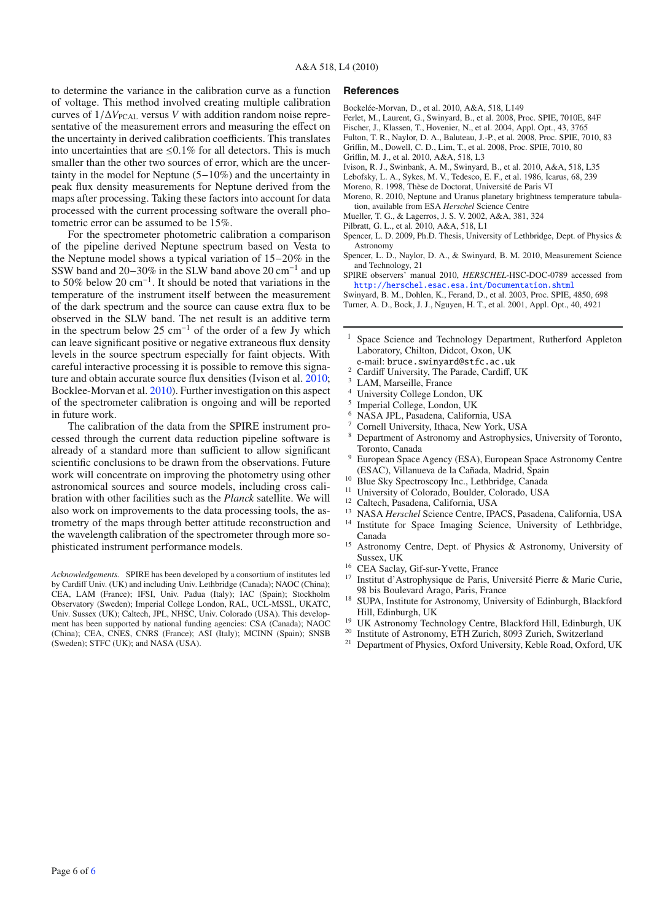to determine the variance in the calibration curve as a function of voltage. This method involved creating multiple calibration curves of $1/\Delta V_{PCAL}$ versus $V$ with addition random noise representative of the measurement errors and measuring the effect on the uncertainty in derived calibration coefficients. This translates into uncertainties that are $\leq 0.1\%$ for all detectors. This is much smaller than the other two sources of error, which are the uncertainty in the model for Neptune (5−10%) and the uncertainty in peak flux density measurements for Neptune derived from the maps after processing. Taking these factors into account for data processed with the current processing software the overall photometric error can be assumed to be 15%.

For the spectrometer photometric calibration a comparison of the pipeline derived Neptune spectrum based on Vesta to the Neptune model shows a typical variation of 15−20% in the SSW band and 20−30% in the SLW band above 20 $cm^{-1}$ and up to 50% below 20 $cm^{-1}$. It should be noted that variations in the temperature of the instrument itself between the measurement of the dark spectrum and the source can cause extra flux to be observed in the SLW band. The net result is an additive term in the spectrum below 25 $cm^{-1}$ of the order of a few Jy which can leave significant positive or negative extraneous flux density levels in the source spectrum especially for faint objects. With careful interactive processing it is possible to remove this signature and obtain accurate source flux densities (Ivison et al. 2010; Bocklee-Morvan et al. 2010). Further investigation on this aspect of the spectrometer calibration is ongoing and will be reported in future work.

The calibration of the data from the SPIRE instrument processed through the current data reduction pipeline software is already of a standard more than sufficient to allow significant scientific conclusions to be drawn from the observations. Future work will concentrate on improving the photometry using other astronomical sources and source models, including cross calibration with other facilities such as the *Planck* satellite. We will also work on improvements to the data processing tools, the astrometry of the maps through better attitude reconstruction and the wavelength calibration of the spectrometer through more sophisticated instrument performance models.

*Acknowledgements.* SPIRE has been developed by a consortium of institutes led by Cardiff Univ. (UK) and including Univ. Lethbridge (Canada); NAOC (China); CEA, LAM (France); IFSI, Univ. Padua (Italy); IAC (Spain); Stockholm Observatory (Sweden); Imperial College London, RAL, UCL-MSSL, UKATC, Univ. Sussex (UK); Caltech, JPL, NHSC, Univ. Colorado (USA). This development has been supported by national funding agencies: CSA (Canada); NAOC (China); CEA, CNES, CNRS (France); ASI (Italy); MCINN (Spain); SNSB (Sweden); STFC (UK); and NASA (USA).

## References

Bockelée-Morvan, D., et al. 2010, A&A, 518, L149
Ferlet, M., Laurent, G., Swinyard, B., et al. 2008, Proc. SPIE, 7010E, 84F
Fischer, J., Klassen, T., Hovenier, N., et al. 2004, Appl. Opt., 43, 3765
Fulton, T. R., Naylor, D. A., Baluteau, J.-P., et al. 2008, Proc. SPIE, 7010, 83
Griffin, M., Dowell, C. D., Lim, T., et al. 2008, Proc. SPIE, 7010, 80
Griffin, M. J., et al. 2010, A&A, 518, L3
Ivison, R. J., Swinbank, A. M., Swinyard, B., et al. 2010, A&A, 518, L35
Lebofsky, L. A., Sykes, M. V., Tedesco, E. F., et al. 1986, Icarus, 68, 239
Moreno, R. 1998, Thèse de Doctorat, Université de Paris VI
Moreno, R. 2010, Neptune and Uranus planetary brightness temperature tabulation, available from ESA *Herschel* Science Centre
Mueller, T. G., & Lagerros, J. S. V. 2002, A&A, 381, 324
Pilbratt, G. L., et al. 2010, A&A, 518, L1
Spencer, L. D. 2009, Ph.D. Thesis, University of Lethbridge, Dept. of Physics & Astronomy
Spencer, L. D., Naylor, D. A., & Swinyard, B. M. 2010, Measurement Science and Technology, 21
SPIRE observers' manual 2010, *HERSCHEL*-HSC-DOC-0789 accessed from http://herschel.esac.esa.int/Documentation.shtml
Swinyard, B. M., Dohlen, K., Ferand, D., et al. 2003, Proc. SPIE, 4850, 698
Turner, A. D., Bock, J. J., Nguyen, H. T., et al. 2001, Appl. Opt., 40, 4921

[1] Space Science and Technology Department, Rutherford Appleton Laboratory, Chilton, Didcot, Oxon, UK
e-mail: bruce.swinyard@stfc.ac.uk
[2] Cardiff University, The Parade, Cardiff, UK
[3] LAM, Marseille, France
[4] University College London, UK
[5] Imperial College, London, UK
[6] NASA JPL, Pasadena, California, USA
[7] Cornell University, Ithaca, New York, USA
[8] Department of Astronomy and Astrophysics, University of Toronto, Toronto, Canada
[9] European Space Agency (ESA), European Space Astronomy Centre (ESAC), Villanueva de la Cañada, Madrid, Spain
[10] Blue Sky Spectroscopy Inc., Lethbridge, Canada
[11] University of Colorado, Boulder, Colorado, USA
[12] Caltech, Pasadena, California, USA
[13] NASA *Herschel* Science Centre, IPACS, Pasadena, California, USA
[14] Institute for Space Imaging Science, University of Lethbridge, Canada
[15] Astronomy Centre, Dept. of Physics & Astronomy, University of Sussex, UK
[16] CEA Saclay, Gif-sur-Yvette, France
[17] Institut d'Astrophysique de Paris, Université Pierre & Marie Curie, 98 bis Boulevard Arago, Paris, France
[18] SUPA, Institute for Astronomy, University of Edinburgh, Blackford Hill, Edinburgh, UK
[19] UK Astronomy Technology Centre, Blackford Hill, Edinburgh, UK
[20] Institute of Astronomy, ETH Zurich, 8093 Zurich, Switzerland
[21] Department of Physics, Oxford University, Keble Road, Oxford, UK